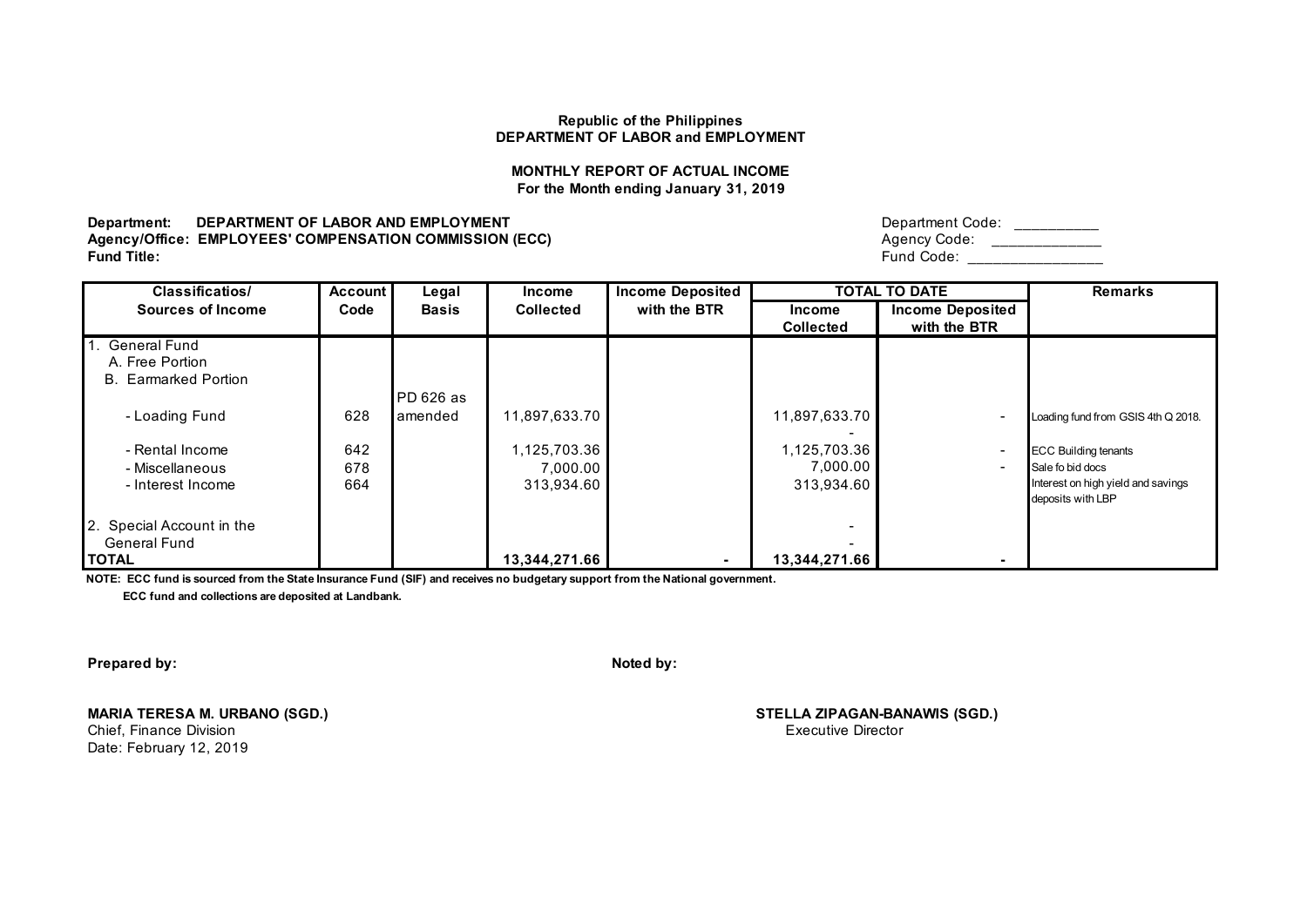**Republic of the Philippines**
**DEPARTMENT OF LABOR and EMPLOYMENT**

**MONTHLY REPORT OF ACTUAL INCOME**
**For the Month ending January 31, 2019**

**Department: DEPARTMENT OF LABOR AND EMPLOYMENT** Department Code: __________
**Agency/Office: EMPLOYEES' COMPENSATION COMMISSION (ECC)** Agency Code: ____________
**Fund Title:** Fund Code: ________________

| Classificatios/ Sources of Income | Account Code | Legal Basis | Income Collected | Income Deposited with the BTR | TOTAL TO DATE | | Remarks |
|---|---|---|---|---|---|---|---|
| | | | | | Income Collected | Income Deposited with the BTR | |
| 1. General Fund | | | | | | | |
| A. Free Portion | | | | | | | |
| B. Earmarked Portion | | | | | | | |
| - Loading Fund | 628 | PD 626 as amended | 11,897,633.70 | | 11,897,633.70 | - | Loading fund from GSIS 4th Q 2018. |
| | | | | | - | | |
| - Rental Income | 642 | | 1,125,703.36 | | 1,125,703.36 | - | ECC Building tenants |
| - Miscellaneous | 678 | | 7,000.00 | | 7,000.00 | - | Sale fo bid docs |
| - Interest Income | 664 | | 313,934.60 | | 313,934.60 | | Interest on high yield and savings deposits with LBP |
| 2. Special Account in the | | | | | - | | |
| General Fund | | | | | - | | |
| **TOTAL** | | | **13,344,271.66** | **-** | **13,344,271.66** | **-** | |

**NOTE: ECC fund is sourced from the State Insurance Fund (SIF) and receives no budgetary support from the National government.**
**ECC fund and collections are deposited at Landbank.**

**Prepared by:**

**MARIA TERESA M. URBANO (SGD.)**
Chief, Finance Division
Date: February 12, 2019

**Noted by:**

**STELLA ZIPAGAN-BANAWIS (SGD.)**
Executive Director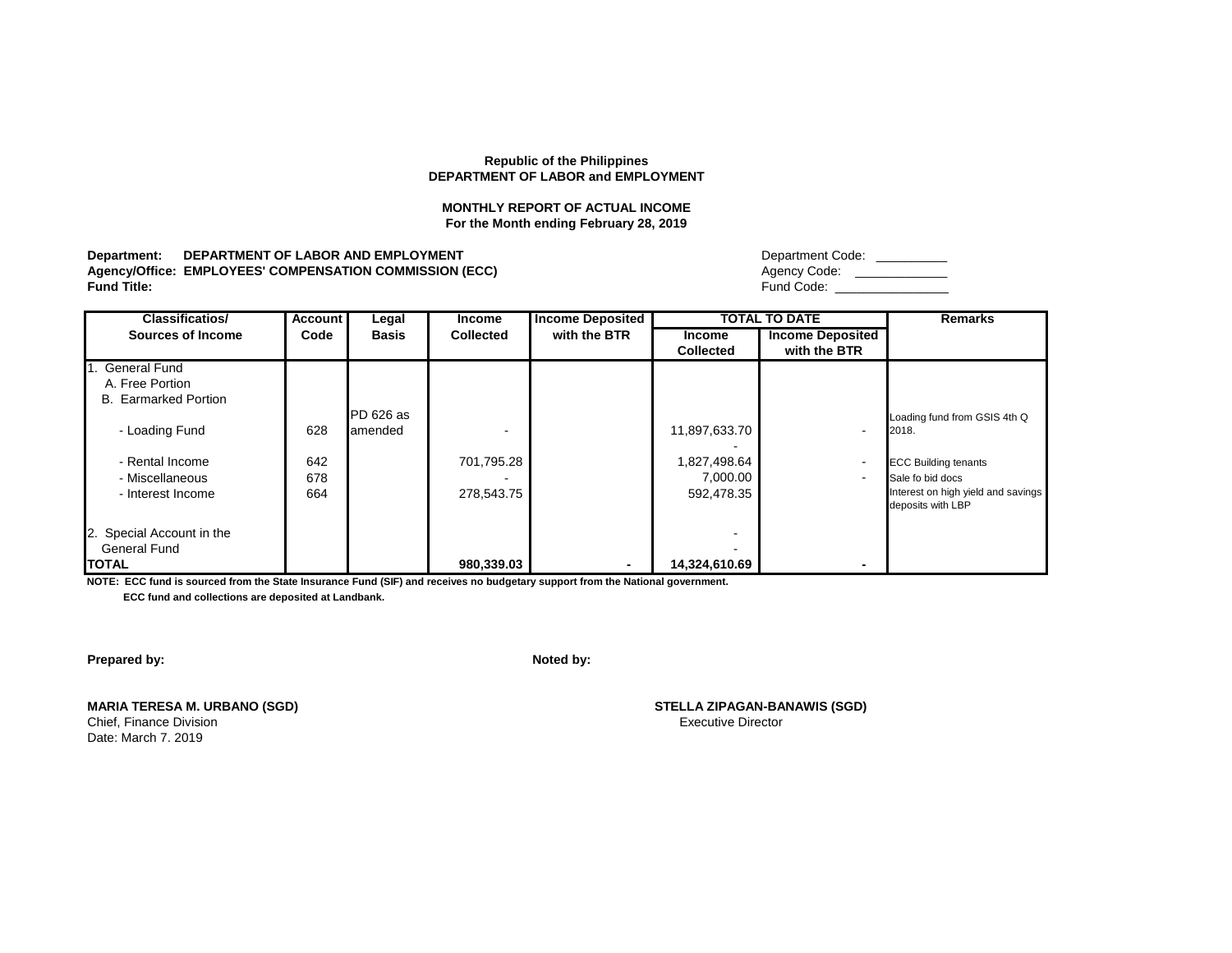**Republic of the Philippines**
**DEPARTMENT OF LABOR and EMPLOYMENT**

**MONTHLY REPORT OF ACTUAL INCOME**
**For the Month ending February 28, 2019**

**Department:** **DEPARTMENT OF LABOR AND EMPLOYMENT** Department Code: _________
**Agency/Office:** **EMPLOYEES' COMPENSATION COMMISSION (ECC)** Agency Code: ____________
**Fund Title:** Fund Code: _______________

| Classificatios/ Sources of Income | Account Code | Legal Basis | Income Collected | Income Deposited with the BTR | TOTAL TO DATE | | Remarks |
|---|---|---|---|---|---|---|---|
| | | | | | Income Collected | Income Deposited with the BTR | |
| 1. General Fund | | | | | | | |
| A. Free Portion | | | | | | | |
| B. Earmarked Portion | | | | | | | |
| - Loading Fund | 628 | PD 626 as amended | - | | 11,897,633.70 | - | Loading fund from GSIS 4th Q 2018. |
| | | | | | - | | |
| - Rental Income | 642 | | 701,795.28 | | 1,827,498.64 | - | ECC Building tenants |
| - Miscellaneous | 678 | | - | | 7,000.00 | - | Sale fo bid docs |
| - Interest Income | 664 | | 278,543.75 | | 592,478.35 | | Interest on high yield and savings deposits with LBP |
| 2. Special Account in the General Fund | | | | | - | | |
| | | | | | - | | |
| **TOTAL** | | | **980,339.03** | **-** | **14,324,610.69** | **-** | |

**NOTE: ECC fund is sourced from the State Insurance Fund (SIF) and receives no budgetary support from the National government.**
**ECC fund and collections are deposited at Landbank.**

**Prepared by:** **Noted by:**

**MARIA TERESA M. URBANO (SGD)**
Chief, Finance Division
Date: March 7. 2019

**STELLA ZIPAGAN-BANAWIS (SGD)**
Executive Director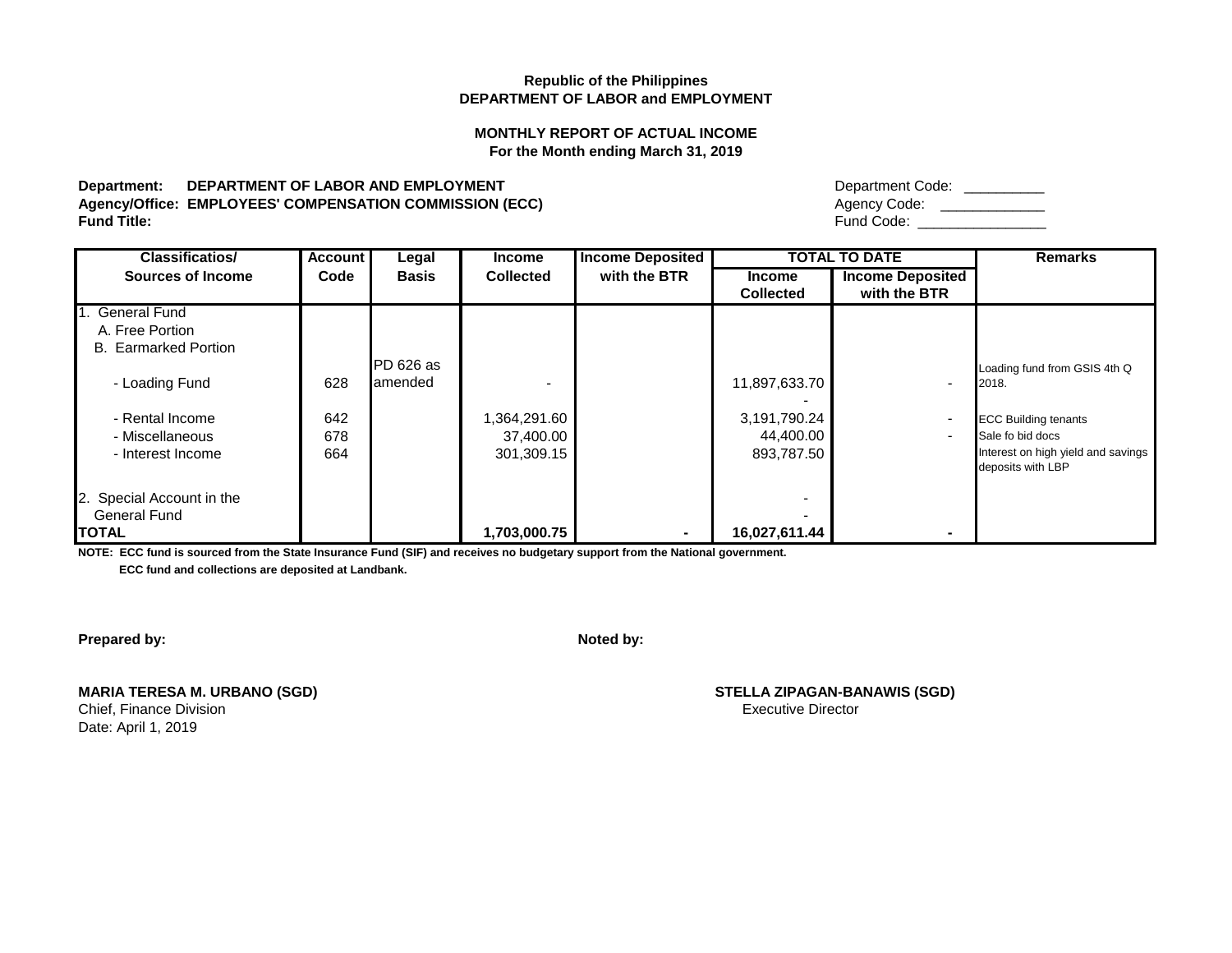**Republic of the Philippines**
**DEPARTMENT OF LABOR and EMPLOYMENT**

**MONTHLY REPORT OF ACTUAL INCOME**
**For the Month ending March 31, 2019**

**Department: DEPARTMENT OF LABOR AND EMPLOYMENT** Department Code: __________
**Agency/Office: EMPLOYEES' COMPENSATION COMMISSION (ECC)** Agency Code: _____________
**Fund Title:** Fund Code: ________________

| Classificatios/ Sources of Income | Account Code | Legal Basis | Income Collected | Income Deposited with the BTR | TOTAL TO DATE | | Remarks |
|---|---|---|---|---|---|---|---|
| | | | | | Income Collected | Income Deposited with the BTR | |
| 1. General Fund | | | | | | | |
| A. Free Portion | | | | | | | |
| B. Earmarked Portion | | | | | | | |
| - Loading Fund | 628 | PD 626 as amended | - | | 11,897,633.70 | - | Loading fund from GSIS 4th Q 2018. |
| | | | | | - | | |
| - Rental Income | 642 | | 1,364,291.60 | | 3,191,790.24 | - | ECC Building tenants |
| - Miscellaneous | 678 | | 37,400.00 | | 44,400.00 | - | Sale fo bid docs |
| - Interest Income | 664 | | 301,309.15 | | 893,787.50 | | Interest on high yield and savings deposits with LBP |
| 2. Special Account in the | | | | | - | | |
| General Fund | | | | | - | | |
| **TOTAL** | | | **1,703,000.75** | **-** | **16,027,611.44** | **-** | |

**NOTE: ECC fund is sourced from the State Insurance Fund (SIF) and receives no budgetary support from the National government.**
**ECC fund and collections are deposited at Landbank.**

**Prepared by:**

**MARIA TERESA M. URBANO (SGD)**
Chief, Finance Division
Date: April 1, 2019

**Noted by:**

**STELLA ZIPAGAN-BANAWIS (SGD)**
Executive Director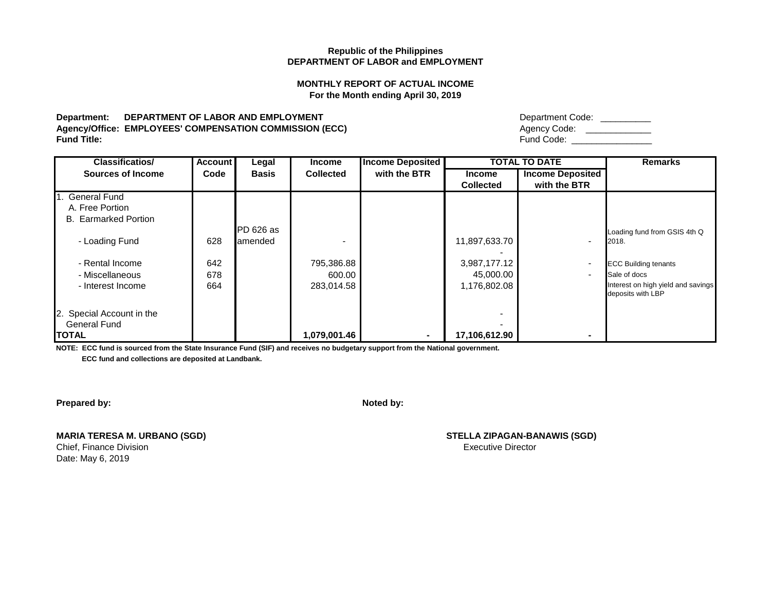Republic of the Philippines
**DEPARTMENT OF LABOR and EMPLOYMENT**

**MONTHLY REPORT OF ACTUAL INCOME**
**For the Month ending April 30, 2019**

**Department: DEPARTMENT OF LABOR AND EMPLOYMENT** Department Code: __________
**Agency/Office: EMPLOYEES' COMPENSATION COMMISSION (ECC)** Agency Code: ____________
**Fund Title:** Fund Code: ________________

| Classificatios/ Sources of Income | Account Code | Legal Basis | Income Collected | Income Deposited with the BTR | TOTAL TO DATE | | Remarks |
|---|---|---|---|---|---|---|---|
| | | | | | Income Collected | Income Deposited with the BTR | |
| 1. General Fund | | | | | | | |
| A. Free Portion | | | | | | | |
| B. Earmarked Portion | | | | | | | |
| - Loading Fund | 628 | PD 626 as amended | - | | 11,897,633.70 | - | Loading fund from GSIS 4th Q 2018. |
| | | | | | - | | |
| - Rental Income | 642 | | 795,386.88 | | 3,987,177.12 | - | ECC Building tenants |
| - Miscellaneous | 678 | | 600.00 | | 45,000.00 | - | Sale of docs |
| - Interest Income | 664 | | 283,014.58 | | 1,176,802.08 | | Interest on high yield and savings deposits with LBP |
| 2. Special Account in the General Fund | | | | | - | | |
| | | | | | - | | |
| **TOTAL** | | | **1,079,001.46** | **-** | **17,106,612.90** | **-** | |

**NOTE: ECC fund is sourced from the State Insurance Fund (SIF) and receives no budgetary support from the National government.**
**ECC fund and collections are deposited at Landbank.**

**Prepared by:** **Noted by:**

**MARIA TERESA M. URBANO (SGD)**
Chief, Finance Division
Date: May 6, 2019

**STELLA ZIPAGAN-BANAWIS (SGD)**
Executive Director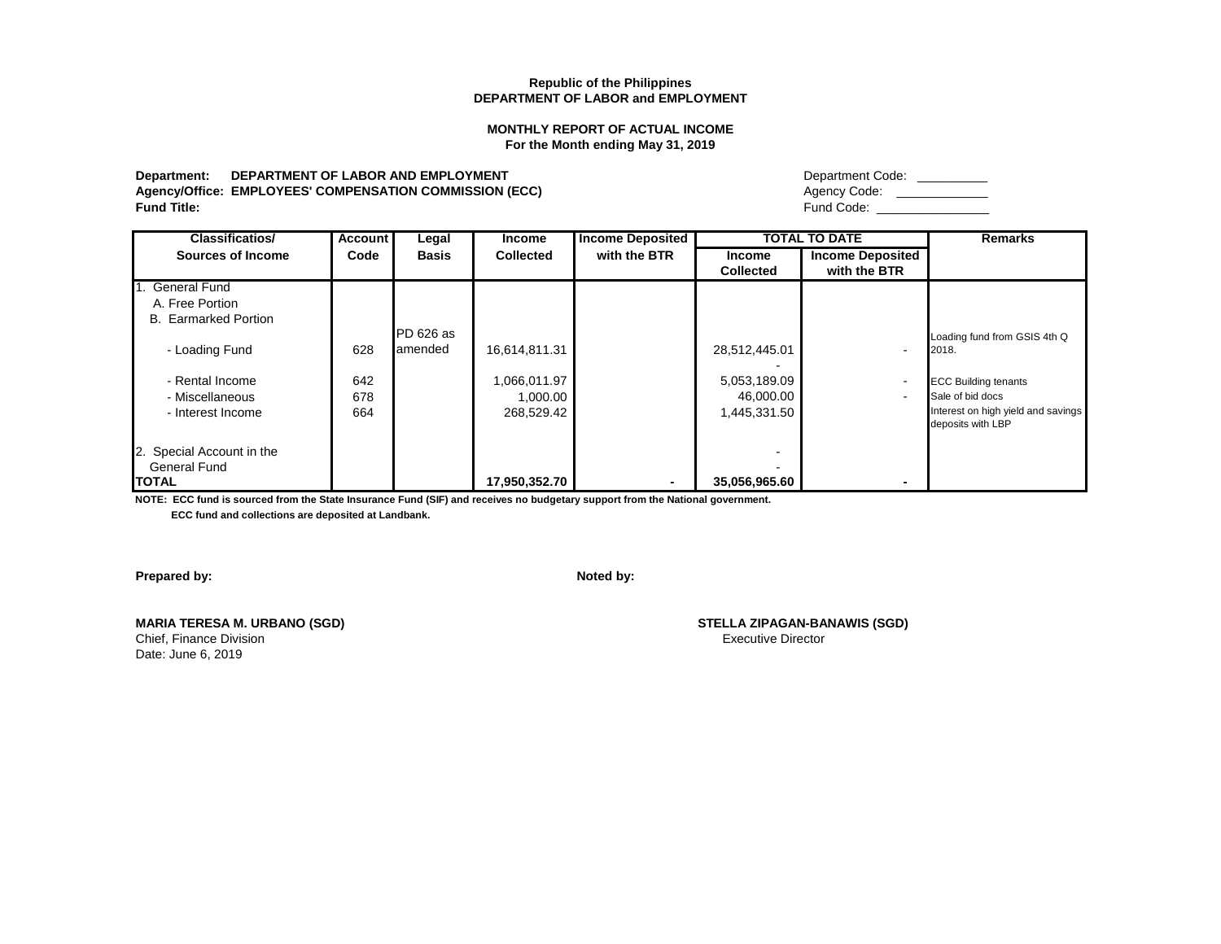**Republic of the Philippines**
**DEPARTMENT OF LABOR and EMPLOYMENT**

**MONTHLY REPORT OF ACTUAL INCOME**
**For the Month ending May 31, 2019**

**Department:** **DEPARTMENT OF LABOR AND EMPLOYMENT**
**Agency/Office:** **EMPLOYEES' COMPENSATION COMMISSION (ECC)**
**Fund Title:**

Department Code: _________
Agency Code: ____________
Fund Code: _______________

| Classificatios/ Sources of Income | Account Code | Legal Basis | Income Collected | Income Deposited with the BTR | TOTAL TO DATE | | Remarks |
|---|---|---|---|---|---|---|---|
| | | | | | Income Collected | Income Deposited with the BTR | |
| 1. General Fund | | | | | | | |
| A. Free Portion | | | | | | | |
| B. Earmarked Portion | | | | | | | |
| - Loading Fund | 628 | PD 626 as amended | 16,614,811.31 | | 28,512,445.01 | - | Loading fund from GSIS 4th Q 2018. |
| | | | | | - | | |
| - Rental Income | 642 | | 1,066,011.97 | | 5,053,189.09 | - | ECC Building tenants |
| - Miscellaneous | 678 | | 1,000.00 | | 46,000.00 | - | Sale of bid docs |
| - Interest Income | 664 | | 268,529.42 | | 1,445,331.50 | | Interest on high yield and savings deposits with LBP |
| 2. Special Account in the General Fund | | | | | - | | |
| | | | | | - | | |
| **TOTAL** | | | **17,950,352.70** | **-** | **35,056,965.60** | **-** | |

**NOTE: ECC fund is sourced from the State Insurance Fund (SIF) and receives no budgetary support from the National government.**
**ECC fund and collections are deposited at Landbank.**

**Prepared by:**

**MARIA TERESA M. URBANO (SGD)**
Chief, Finance Division
Date: June 6, 2019

**Noted by:**

**STELLA ZIPAGAN-BANAWIS (SGD)**
Executive Director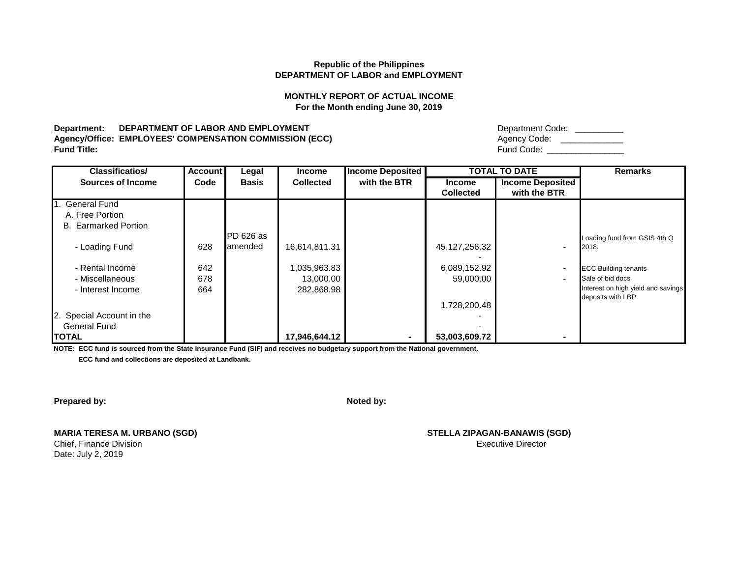**Republic of the Philippines**
**DEPARTMENT OF LABOR and EMPLOYMENT**

**MONTHLY REPORT OF ACTUAL INCOME**
**For the Month ending June 30, 2019**

**Department: DEPARTMENT OF LABOR AND EMPLOYMENT**
**Agency/Office: EMPLOYEES' COMPENSATION COMMISSION (ECC)**
**Fund Title:**

Department Code: __________
Agency Code: _____________
Fund Code: ________________

| Classificatios/ Sources of Income | Account Code | Legal Basis | Income Collected | Income Deposited with the BTR | TOTAL TO DATE | | Remarks |
|---|---|---|---|---|---|---|---|
| | | | | | Income Collected | Income Deposited with the BTR | |
| 1. General Fund | | | | | | | |
| A. Free Portion | | | | | | | |
| B. Earmarked Portion | | | | | | | |
| - Loading Fund | 628 | PD 626 as amended | 16,614,811.31 | | 45,127,256.32 | - | Loading fund from GSIS 4th Q 2018. |
| | | | | | - | | |
| - Rental Income | 642 | | 1,035,963.83 | | 6,089,152.92 | - | ECC Building tenants |
| - Miscellaneous | 678 | | 13,000.00 | | 59,000.00 | - | Sale of bid docs |
| - Interest Income | 664 | | 282,868.98 | | | | Interest on high yield and savings deposits with LBP |
| | | | | | 1,728,200.48 | | |
| 2. Special Account in the | | | | | - | | |
| General Fund | | | | | - | | |
| **TOTAL** | | | **17,946,644.12** | **-** | **53,003,609.72** | **-** | |

**NOTE: ECC fund is sourced from the State Insurance Fund (SIF) and receives no budgetary support from the National government.**
**ECC fund and collections are deposited at Landbank.**

**Prepared by:**

**MARIA TERESA M. URBANO (SGD)**
Chief, Finance Division
Date: July 2, 2019

**Noted by:**

**STELLA ZIPAGAN-BANAWIS (SGD)**
Executive Director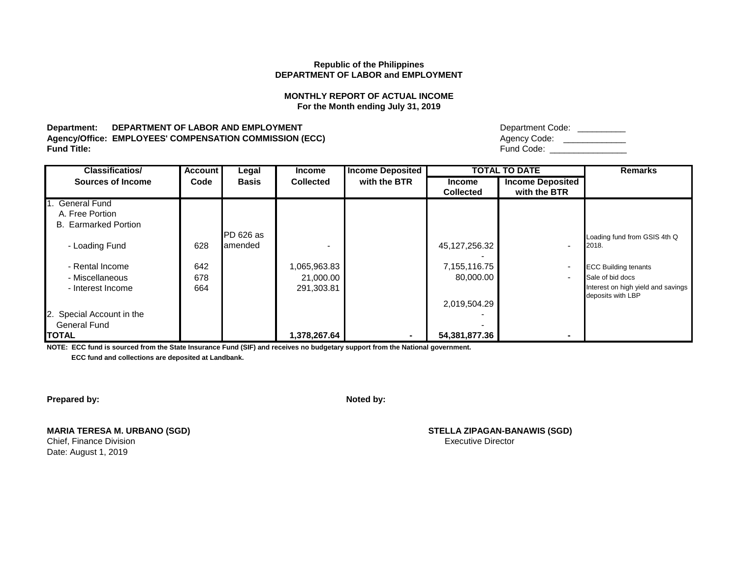**Republic of the Philippines**
**DEPARTMENT OF LABOR and EMPLOYMENT**

**MONTHLY REPORT OF ACTUAL INCOME**
**For the Month ending July 31, 2019**

**Department:** **DEPARTMENT OF LABOR AND EMPLOYMENT**
**Agency/Office:** **EMPLOYEES' COMPENSATION COMMISSION (ECC)**
**Fund Title:**

Department Code: __________
Agency Code: _____________
Fund Code: ________________

| Classificatios/ Sources of Income | Account Code | Legal Basis | Income Collected | Income Deposited with the BTR | TOTAL TO DATE | | Remarks |
|---|---|---|---|---|---|---|---|
| | | | | | Income Collected | Income Deposited with the BTR | |
| 1. General Fund | | | | | | | |
| A. Free Portion | | | | | | | |
| B. Earmarked Portion | | | | | | | |
| - Loading Fund | 628 | PD 626 as amended | - | | 45,127,256.32 | - | Loading fund from GSIS 4th Q 2018. |
| | | | | | - | | |
| - Rental Income | 642 | | 1,065,963.83 | | 7,155,116.75 | - | ECC Building tenants |
| - Miscellaneous | 678 | | 21,000.00 | | 80,000.00 | - | Sale of bid docs |
| - Interest Income | 664 | | 291,303.81 | | | | Interest on high yield and savings deposits with LBP |
| | | | | | 2,019,504.29 | | |
| 2. Special Account in the | | | | | - | | |
| General Fund | | | | | - | | |
| **TOTAL** | | | **1,378,267.64** | **-** | **54,381,877.36** | **-** | |

**NOTE: ECC fund is sourced from the State Insurance Fund (SIF) and receives no budgetary support from the National government.**
**ECC fund and collections are deposited at Landbank.**

**Prepared by:**

**MARIA TERESA M. URBANO (SGD)**
Chief, Finance Division
Date: August 1, 2019

**Noted by:**

**STELLA ZIPAGAN-BANAWIS (SGD)**
Executive Director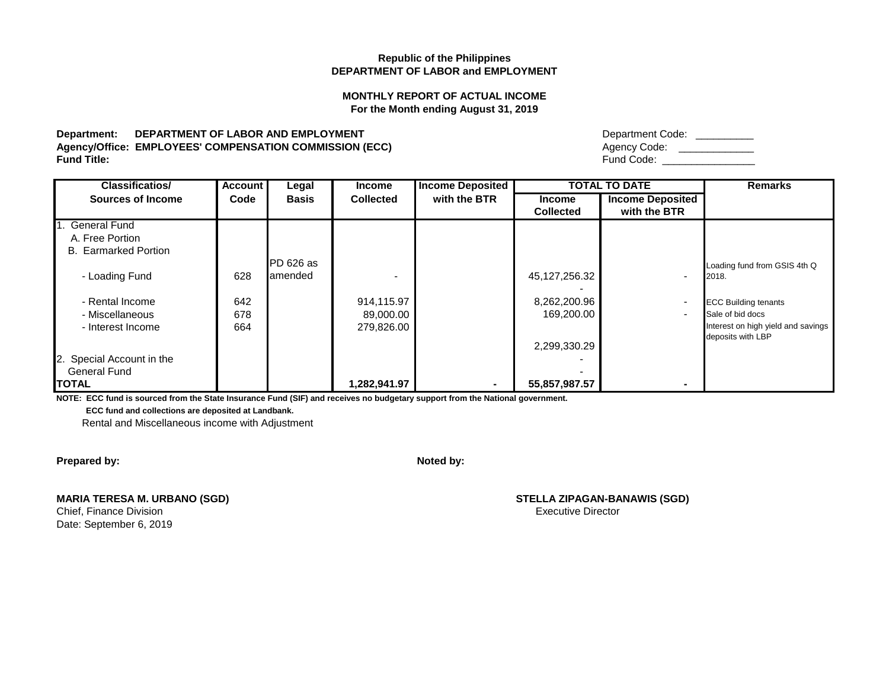**Republic of the Philippines**
**DEPARTMENT OF LABOR and EMPLOYMENT**

**MONTHLY REPORT OF ACTUAL INCOME**
**For the Month ending August 31, 2019**

**Department:** **DEPARTMENT OF LABOR AND EMPLOYMENT** — Department Code: __________
**Agency/Office:** **EMPLOYEES' COMPENSATION COMMISSION (ECC)** — Agency Code: _____________
**Fund Title:** — Fund Code: ________________

| Classificatios/ Sources of Income | Account Code | Legal Basis | Income Collected | Income Deposited with the BTR | TOTAL TO DATE | | Remarks |
|---|---|---|---|---|---|---|---|
| | | | | | Income Collected | Income Deposited with the BTR | |
| 1. General Fund | | | | | | | |
| A. Free Portion | | | | | | | |
| B. Earmarked Portion | | | | | | | |
| - Loading Fund | 628 | PD 626 as amended | - | | 45,127,256.32 | - | Loading fund from GSIS 4th Q 2018. |
| | | | | | - | | |
| - Rental Income | 642 | | 914,115.97 | | 8,262,200.96 | - | ECC Building tenants |
| - Miscellaneous | 678 | | 89,000.00 | | 169,200.00 | - | Sale of bid docs |
| - Interest Income | 664 | | 279,826.00 | | 2,299,330.29 | | Interest on high yield and savings deposits with LBP |
| 2. Special Account in the General Fund | | | | | - | | |
| | | | | | - | | |
| **TOTAL** | | | **1,282,941.97** | **-** | **55,857,987.57** | **-** | |

**NOTE: ECC fund is sourced from the State Insurance Fund (SIF) and receives no budgetary support from the National government.**
**ECC fund and collections are deposited at Landbank.**
Rental and Miscellaneous income with Adjustment

**Prepared by:**

**MARIA TERESA M. URBANO (SGD)**
Chief, Finance Division
Date: September 6, 2019

**Noted by:**

**STELLA ZIPAGAN-BANAWIS (SGD)**
Executive Director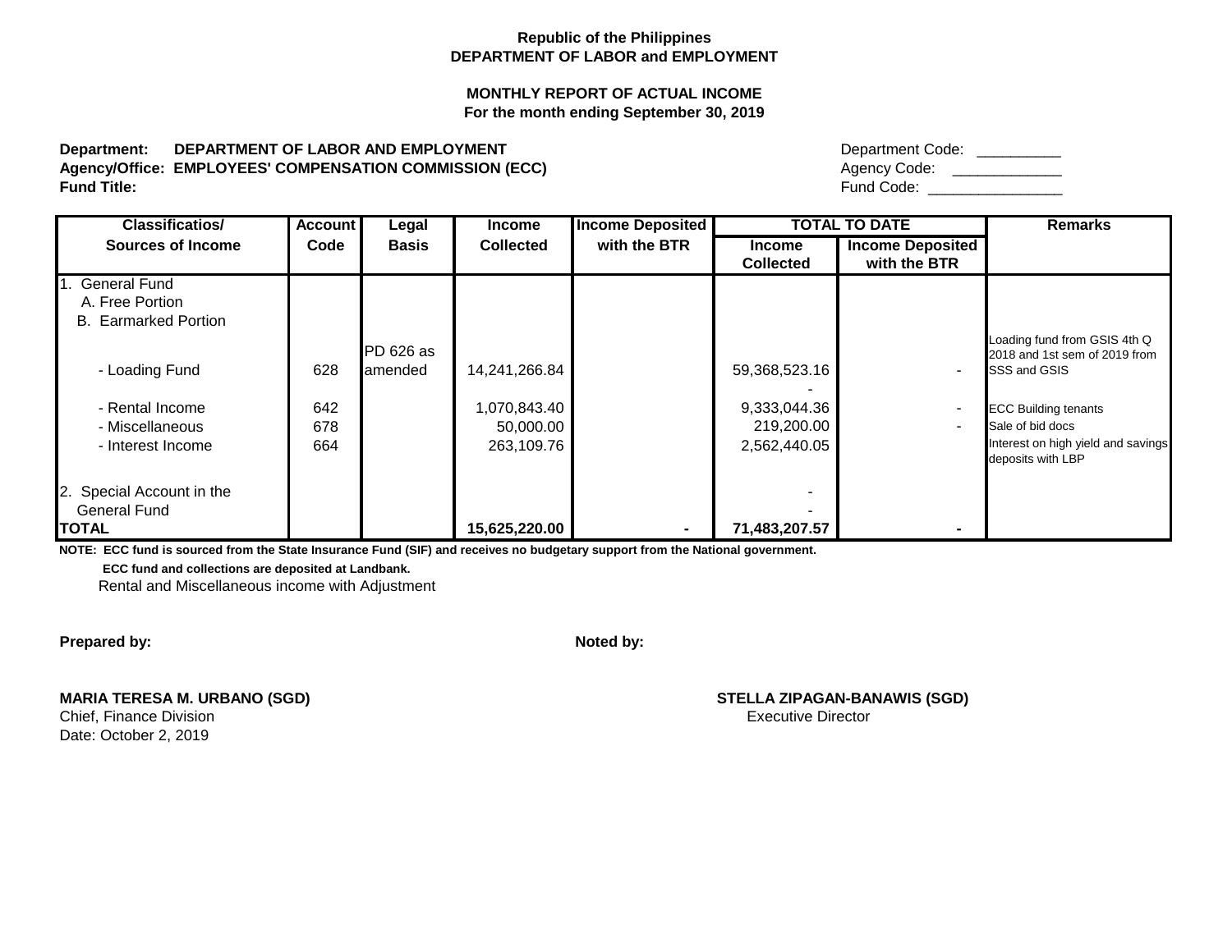Republic of the Philippines
**DEPARTMENT OF LABOR and EMPLOYMENT**

**MONTHLY REPORT OF ACTUAL INCOME**
**For the month ending September 30, 2019**

**Department: DEPARTMENT OF LABOR AND EMPLOYMENT** Department Code: __________
**Agency/Office: EMPLOYEES' COMPENSATION COMMISSION (ECC)** Agency Code: ____________
**Fund Title:** Fund Code: ________________

| Classificatios/ Sources of Income | Account Code | Legal Basis | Income Collected | Income Deposited with the BTR | TOTAL TO DATE | | Remarks |
|---|---|---|---|---|---|---|---|
| | | | | | Income Collected | Income Deposited with the BTR | |
| 1. General Fund | | | | | | | |
| A. Free Portion | | | | | | | |
| B. Earmarked Portion | | | | | | | |
| - Loading Fund | 628 | PD 626 as amended | 14,241,266.84 | | 59,368,523.16 | - | Loading fund from GSIS 4th Q 2018 and 1st sem of 2019 from SSS and GSIS |
| | | | | | - | | |
| - Rental Income | 642 | | 1,070,843.40 | | 9,333,044.36 | - | ECC Building tenants |
| - Miscellaneous | 678 | | 50,000.00 | | 219,200.00 | - | Sale of bid docs |
| - Interest Income | 664 | | 263,109.76 | | 2,562,440.05 | | Interest on high yield and savings deposits with LBP |
| 2. Special Account in the General Fund | | | | | - | | |
| | | | | | - | | |
| **TOTAL** | | | **15,625,220.00** | **-** | **71,483,207.57** | **-** | |

**NOTE: ECC fund is sourced from the State Insurance Fund (SIF) and receives no budgetary support from the National government.**
**ECC fund and collections are deposited at Landbank.**
Rental and Miscellaneous income with Adjustment

**Prepared by:** **Noted by:**

**MARIA TERESA M. URBANO (SGD)**
Chief, Finance Division
Date: October 2, 2019

**STELLA ZIPAGAN-BANAWIS (SGD)**
Executive Director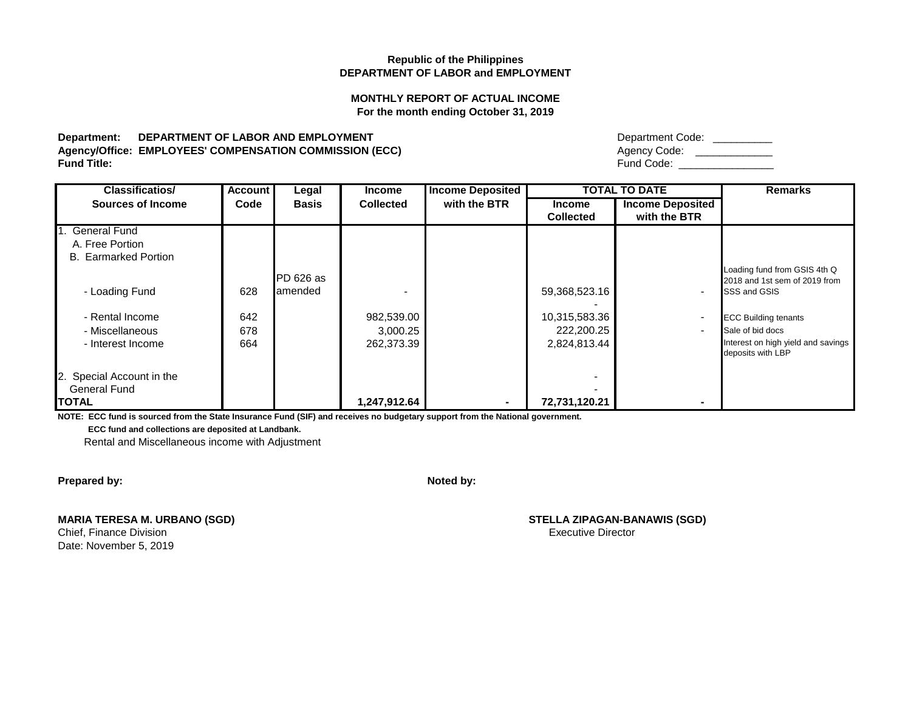**Republic of the Philippines**
**DEPARTMENT OF LABOR and EMPLOYMENT**

**MONTHLY REPORT OF ACTUAL INCOME**
**For the month ending October 31, 2019**

**Department:** **DEPARTMENT OF LABOR AND EMPLOYMENT** Department Code: __________
**Agency/Office:** **EMPLOYEES' COMPENSATION COMMISSION (ECC)** Agency Code: _____________
**Fund Title:** Fund Code: ________________

| Classificatios/ Sources of Income | Account Code | Legal Basis | Income Collected | Income Deposited with the BTR | TOTAL TO DATE | | Remarks |
|---|---|---|---|---|---|---|---|
| | | | | | Income Collected | Income Deposited with the BTR | |
| 1. General Fund | | | | | | | |
| A. Free Portion | | | | | | | |
| B. Earmarked Portion | | | | | | | |
| - Loading Fund | 628 | PD 626 as amended | - | | 59,368,523.16 | - | Loading fund from GSIS 4th Q 2018 and 1st sem of 2019 from SSS and GSIS |
| | | | | | - | | |
| - Rental Income | 642 | | 982,539.00 | | 10,315,583.36 | - | ECC Building tenants |
| - Miscellaneous | 678 | | 3,000.25 | | 222,200.25 | - | Sale of bid docs |
| - Interest Income | 664 | | 262,373.39 | | 2,824,813.44 | | Interest on high yield and savings deposits with LBP |
| 2. Special Account in the | | | | | - | | |
| General Fund | | | | | - | | |
| **TOTAL** | | | **1,247,912.64** | **-** | **72,731,120.21** | **-** | |

**NOTE: ECC fund is sourced from the State Insurance Fund (SIF) and receives no budgetary support from the National government.**
**ECC fund and collections are deposited at Landbank.**
Rental and Miscellaneous income with Adjustment

**Prepared by:** **Noted by:**

**MARIA TERESA M. URBANO (SGD)**
Chief, Finance Division
Date: November 5, 2019

**STELLA ZIPAGAN-BANAWIS (SGD)**
Executive Director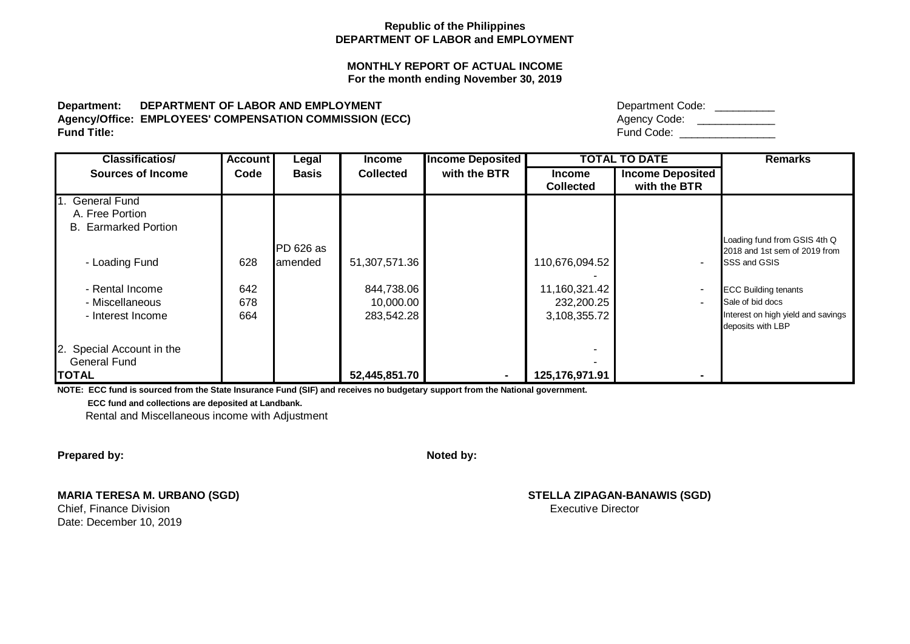**Republic of the Philippines**
**DEPARTMENT OF LABOR and EMPLOYMENT**

**MONTHLY REPORT OF ACTUAL INCOME**
**For the month ending November 30, 2019**

**Department:** **DEPARTMENT OF LABOR AND EMPLOYMENT** Department Code: \_\_\_\_\_\_\_\_\_\_
**Agency/Office:** **EMPLOYEES' COMPENSATION COMMISSION (ECC)** Agency Code: \_\_\_\_\_\_\_\_\_\_\_\_
**Fund Title:** Fund Code: \_\_\_\_\_\_\_\_\_\_\_\_\_\_\_\_

| Classificatios/ Sources of Income | Account Code | Legal Basis | Income Collected | Income Deposited with the BTR | TOTAL TO DATE | | Remarks |
|---|---|---|---|---|---|---|---|
| | | | | | Income Collected | Income Deposited with the BTR | |
| 1. General Fund | | | | | | | |
| A. Free Portion | | | | | | | |
| B. Earmarked Portion | | | | | | | |
| - Loading Fund | 628 | PD 626 as amended | 51,307,571.36 | | 110,676,094.52 | - | Loading fund from GSIS 4th Q 2018 and 1st sem of 2019 from SSS and GSIS |
| | | | | | - | | |
| - Rental Income | 642 | | 844,738.06 | | 11,160,321.42 | - | ECC Building tenants |
| - Miscellaneous | 678 | | 10,000.00 | | 232,200.25 | - | Sale of bid docs |
| - Interest Income | 664 | | 283,542.28 | | 3,108,355.72 | | Interest on high yield and savings deposits with LBP |
| 2. Special Account in the | | | | | - | | |
| General Fund | | | | | - | | |
| **TOTAL** | | | **52,445,851.70** | **-** | **125,176,971.91** | **-** | |

**NOTE: ECC fund is sourced from the State Insurance Fund (SIF) and receives no budgetary support from the National government.**

**ECC fund and collections are deposited at Landbank.**

Rental and Miscellaneous income with Adjustment

**Prepared by:** **Noted by:**

**MARIA TERESA M. URBANO (SGD)**
Chief, Finance Division
Date: December 10, 2019

**STELLA ZIPAGAN-BANAWIS (SGD)**
Executive Director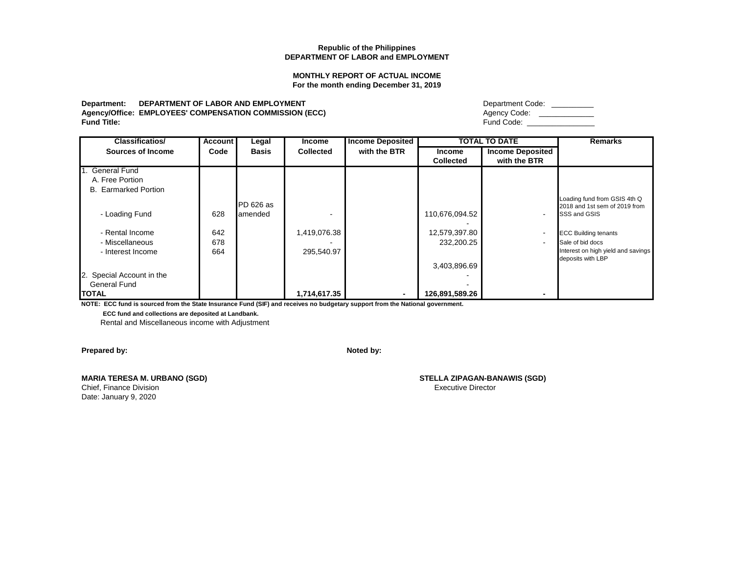**Republic of the Philippines**
**DEPARTMENT OF LABOR and EMPLOYMENT**

**MONTHLY REPORT OF ACTUAL INCOME**
**For the month ending December 31, 2019**

**Department:** **DEPARTMENT OF LABOR AND EMPLOYMENT**
**Agency/Office:** **EMPLOYEES' COMPENSATION COMMISSION (ECC)**
**Fund Title:**

Department Code: __________
Agency Code: _____________
Fund Code: ________________

| Classificatios/ Sources of Income | Account Code | Legal Basis | Income Collected | Income Deposited with the BTR | TOTAL TO DATE | | Remarks |
|---|---|---|---|---|---|---|---|
| | | | | | Income Collected | Income Deposited with the BTR | |
| 1. General Fund | | | | | | | |
| A. Free Portion | | | | | | | |
| B. Earmarked Portion | | | | | | | |
| - Loading Fund | 628 | PD 626 as amended | - | | 110,676,094.52 | - | Loading fund from GSIS 4th Q 2018 and 1st sem of 2019 from SSS and GSIS |
| | | | | | - | | |
| - Rental Income | 642 | | 1,419,076.38 | | 12,579,397.80 | - | ECC Building tenants |
| - Miscellaneous | 678 | | - | | 232,200.25 | - | Sale of bid docs |
| - Interest Income | 664 | | 295,540.97 | | | | Interest on high yield and savings deposits with LBP |
| | | | | | 3,403,896.69 | | |
| 2. Special Account in the | | | | | - | | |
| General Fund | | | | | - | | |
| **TOTAL** | | | **1,714,617.35** | **-** | **126,891,589.26** | **-** | |

**NOTE: ECC fund is sourced from the State Insurance Fund (SIF) and receives no budgetary support from the National government.**
**ECC fund and collections are deposited at Landbank.**
Rental and Miscellaneous income with Adjustment

**Prepared by:**

**MARIA TERESA M. URBANO (SGD)**
Chief, Finance Division
Date: January 9, 2020

**Noted by:**

**STELLA ZIPAGAN-BANAWIS (SGD)**
Executive Director